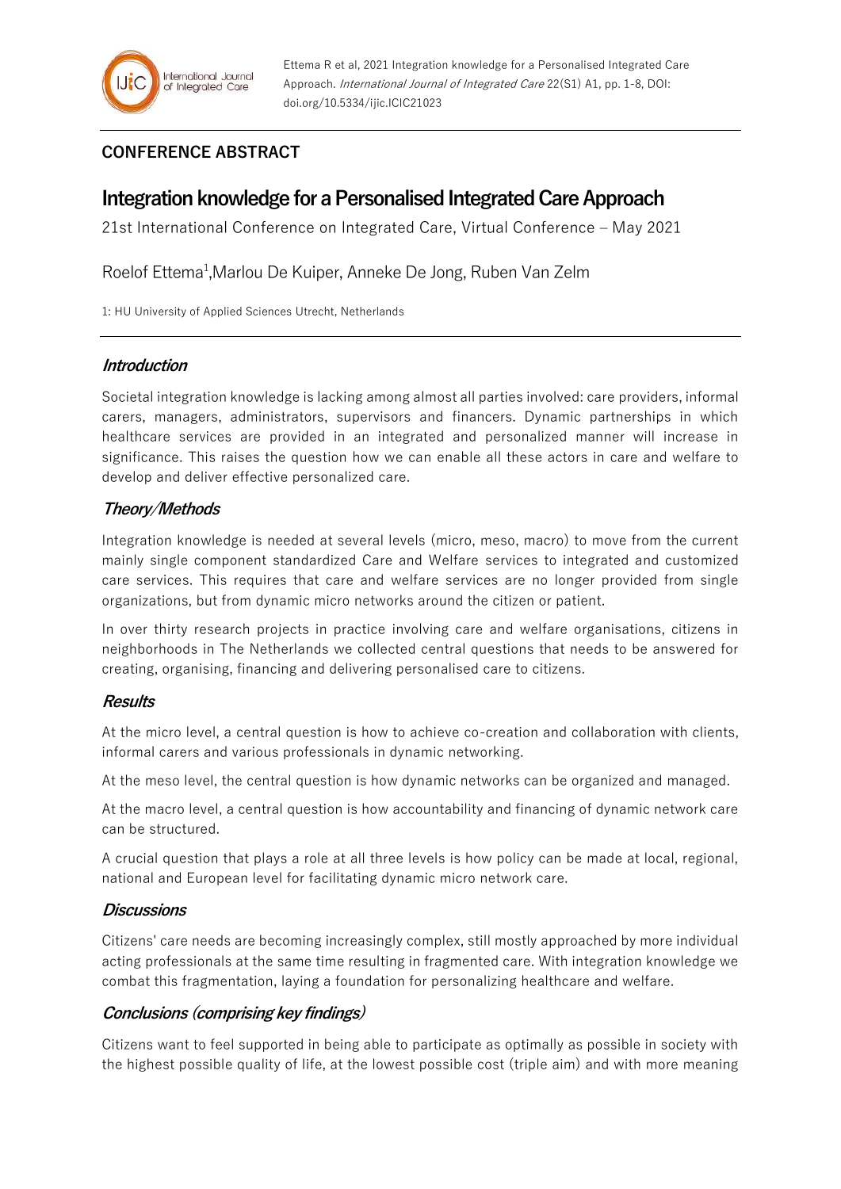Ettema R et al, 2021 Integration knowledge for a Personalised Integrated Care Approach. *International Journal of Integrated Care* 22(S1) A1, pp. 1-8, DOI: doi.org/10.5334/ijic.ICIC21023

## CONFERENCE ABSTRACT

# Integration knowledge for a Personalised Integrated Care Approach

21st International Conference on Integrated Care, Virtual Conference – May 2021

Roelof Ettema[1],Marlou De Kuiper, Anneke De Jong, Ruben Van Zelm

1: HU University of Applied Sciences Utrecht, Netherlands

## *Introduction*

Societal integration knowledge is lacking among almost all parties involved: care providers, informal carers, managers, administrators, supervisors and financers. Dynamic partnerships in which healthcare services are provided in an integrated and personalized manner will increase in significance. This raises the question how we can enable all these actors in care and welfare to develop and deliver effective personalized care.

## *Theory/Methods*

Integration knowledge is needed at several levels (micro, meso, macro) to move from the current mainly single component standardized Care and Welfare services to integrated and customized care services. This requires that care and welfare services are no longer provided from single organizations, but from dynamic micro networks around the citizen or patient.

In over thirty research projects in practice involving care and welfare organisations, citizens in neighborhoods in The Netherlands we collected central questions that needs to be answered for creating, organising, financing and delivering personalised care to citizens.

## *Results*

At the micro level, a central question is how to achieve co-creation and collaboration with clients, informal carers and various professionals in dynamic networking.

At the meso level, the central question is how dynamic networks can be organized and managed.

At the macro level, a central question is how accountability and financing of dynamic network care can be structured.

A crucial question that plays a role at all three levels is how policy can be made at local, regional, national and European level for facilitating dynamic micro network care.

## *Discussions*

Citizens' care needs are becoming increasingly complex, still mostly approached by more individual acting professionals at the same time resulting in fragmented care. With integration knowledge we combat this fragmentation, laying a foundation for personalizing healthcare and welfare.

## *Conclusions (comprising key findings)*

Citizens want to feel supported in being able to participate as optimally as possible in society with the highest possible quality of life, at the lowest possible cost (triple aim) and with more meaning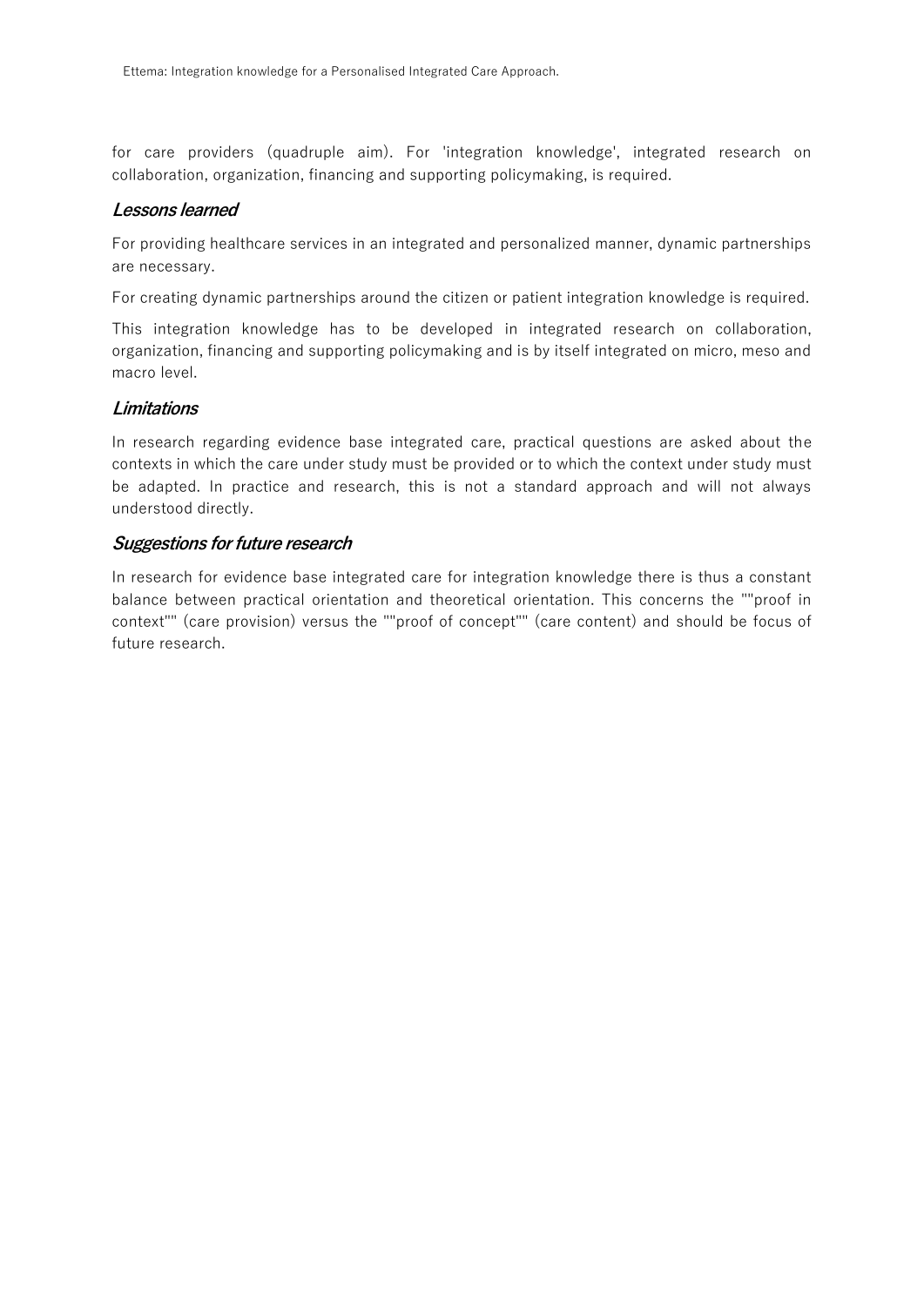for care providers (quadruple aim). For 'integration knowledge', integrated research on collaboration, organization, financing and supporting policymaking, is required.

### *Lessons learned*

For providing healthcare services in an integrated and personalized manner, dynamic partnerships are necessary.

For creating dynamic partnerships around the citizen or patient integration knowledge is required.

This integration knowledge has to be developed in integrated research on collaboration, organization, financing and supporting policymaking and is by itself integrated on micro, meso and macro level.

### *Limitations*

In research regarding evidence base integrated care, practical questions are asked about the contexts in which the care under study must be provided or to which the context under study must be adapted. In practice and research, this is not a standard approach and will not always understood directly.

### *Suggestions for future research*

In research for evidence base integrated care for integration knowledge there is thus a constant balance between practical orientation and theoretical orientation. This concerns the ""proof in context"" (care provision) versus the ""proof of concept"" (care content) and should be focus of future research.